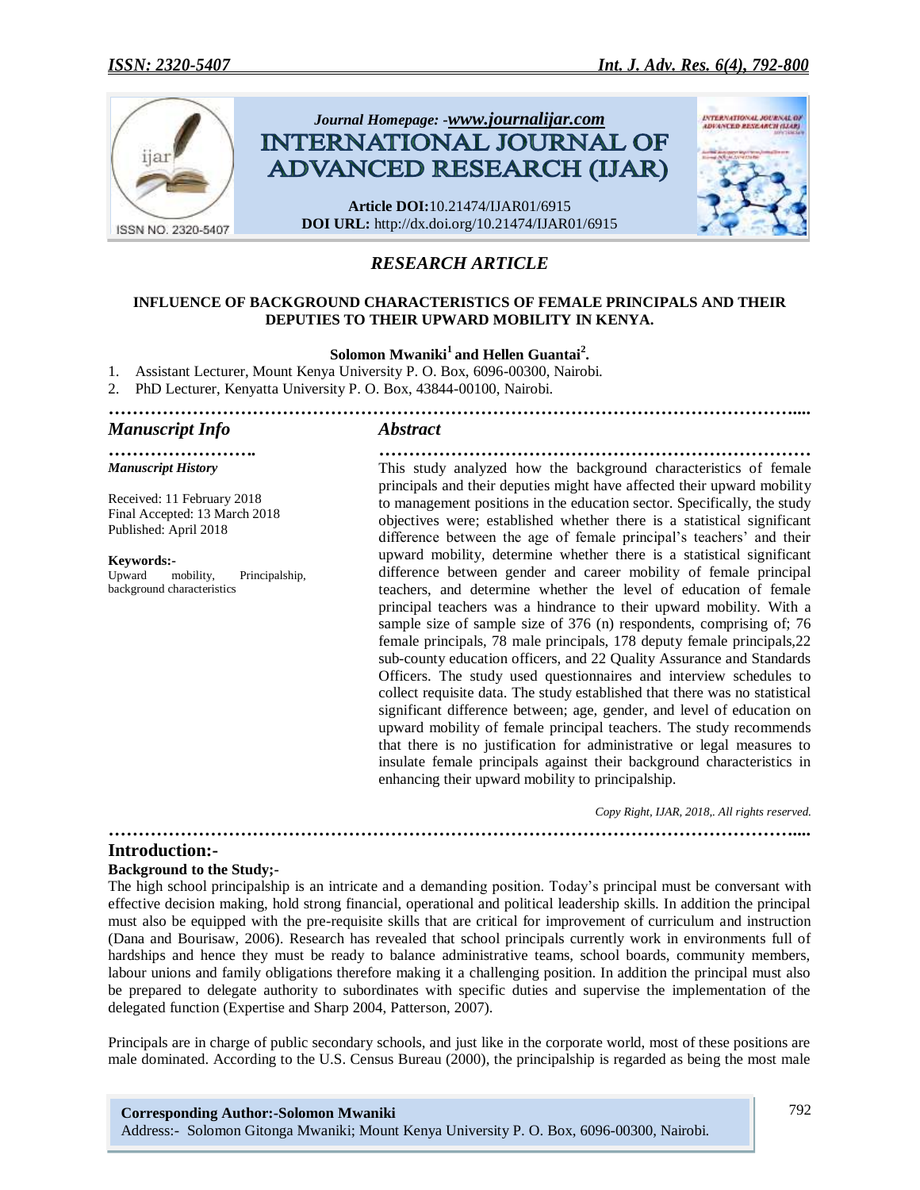Journal Homepage: -www.journalijar.com

# INTERNATIONAL JOURNAL OF ADVANCED RESEARCH (IJAR)

**Article DOI:** 10.21474/IJAR01/6915
**DOI URL:** http://dx.doi.org/10.21474/IJAR01/6915

## *RESEARCH ARTICLE*

### INFLUENCE OF BACKGROUND CHARACTERISTICS OF FEMALE PRINCIPALS AND THEIR DEPUTIES TO THEIR UPWARD MOBILITY IN KENYA.

**Solomon Mwaniki[1] and Hellen Guantai[2].**

1. Assistant Lecturer, Mount Kenya University P. O. Box, 6096-00300, Nairobi.
2. PhD Lecturer, Kenyatta University P. O. Box, 43844-00100, Nairobi.

### *Manuscript Info*

*Manuscript History*

Received: 11 February 2018
Final Accepted: 13 March 2018
Published: April 2018

**Keywords:-**
Upward mobility, Principalship, background characteristics

### *Abstract*

This study analyzed how the background characteristics of female principals and their deputies might have affected their upward mobility to management positions in the education sector. Specifically, the study objectives were; established whether there is a statistical significant difference between the age of female principal's teachers' and their upward mobility, determine whether there is a statistical significant difference between gender and career mobility of female principal teachers, and determine whether the level of education of female principal teachers was a hindrance to their upward mobility. With a sample size of sample size of 376 (n) respondents, comprising of; 76 female principals, 78 male principals, 178 deputy female principals,22 sub-county education officers, and 22 Quality Assurance and Standards Officers. The study used questionnaires and interview schedules to collect requisite data. The study established that there was no statistical significant difference between; age, gender, and level of education on upward mobility of female principal teachers. The study recommends that there is no justification for administrative or legal measures to insulate female principals against their background characteristics in enhancing their upward mobility to principalship.

*Copy Right, IJAR, 2018,. All rights reserved.*

## Introduction:-

### Background to the Study;-

The high school principalship is an intricate and a demanding position. Today's principal must be conversant with effective decision making, hold strong financial, operational and political leadership skills. In addition the principal must also be equipped with the pre-requisite skills that are critical for improvement of curriculum and instruction (Dana and Bourisaw, 2006). Research has revealed that school principals currently work in environments full of hardships and hence they must be ready to balance administrative teams, school boards, community members, labour unions and family obligations therefore making it a challenging position. In addition the principal must also be prepared to delegate authority to subordinates with specific duties and supervise the implementation of the delegated function (Expertise and Sharp 2004, Patterson, 2007).

Principals are in charge of public secondary schools, and just like in the corporate world, most of these positions are male dominated. According to the U.S. Census Bureau (2000), the principalship is regarded as being the most male

**Corresponding Author:-Solomon Mwaniki**
Address:- Solomon Gitonga Mwaniki; Mount Kenya University P. O. Box, 6096-00300, Nairobi.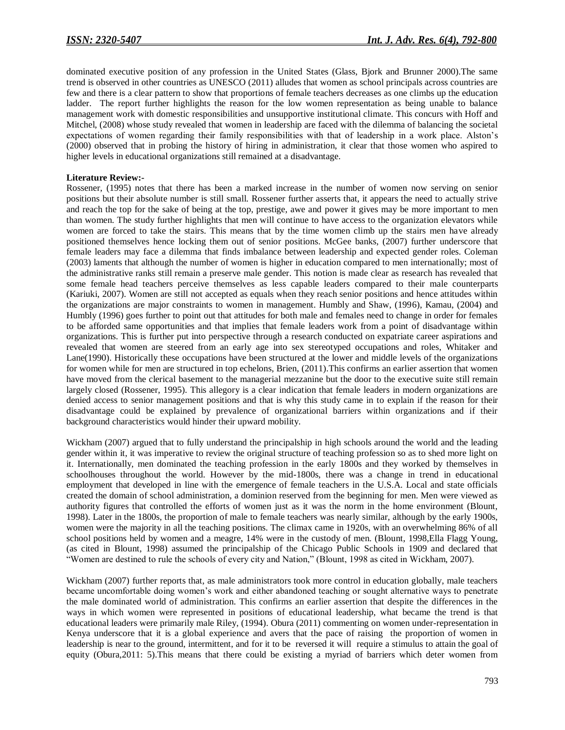dominated executive position of any profession in the United States (Glass, Bjork and Brunner 2000).The same trend is observed in other countries as UNESCO (2011) alludes that women as school principals across countries are few and there is a clear pattern to show that proportions of female teachers decreases as one climbs up the education ladder. The report further highlights the reason for the low women representation as being unable to balance management work with domestic responsibilities and unsupportive institutional climate. This concurs with Hoff and Mitchel, (2008) whose study revealed that women in leadership are faced with the dilemma of balancing the societal expectations of women regarding their family responsibilities with that of leadership in a work place. Alston's (2000) observed that in probing the history of hiring in administration, it clear that those women who aspired to higher levels in educational organizations still remained at a disadvantage.

**Literature Review:-**

Rossener, (1995) notes that there has been a marked increase in the number of women now serving on senior positions but their absolute number is still small. Rossener further asserts that, it appears the need to actually strive and reach the top for the sake of being at the top, prestige, awe and power it gives may be more important to men than women. The study further highlights that men will continue to have access to the organization elevators while women are forced to take the stairs. This means that by the time women climb up the stairs men have already positioned themselves hence locking them out of senior positions. McGee banks, (2007) further underscore that female leaders may face a dilemma that finds imbalance between leadership and expected gender roles. Coleman (2003) laments that although the number of women is higher in education compared to men internationally; most of the administrative ranks still remain a preserve male gender. This notion is made clear as research has revealed that some female head teachers perceive themselves as less capable leaders compared to their male counterparts (Kariuki, 2007). Women are still not accepted as equals when they reach senior positions and hence attitudes within the organizations are major constraints to women in management. Humbly and Shaw, (1996), Kamau, (2004) and Humbly (1996) goes further to point out that attitudes for both male and females need to change in order for females to be afforded same opportunities and that implies that female leaders work from a point of disadvantage within organizations. This is further put into perspective through a research conducted on expatriate career aspirations and revealed that women are steered from an early age into sex stereotyped occupations and roles, Whitaker and Lane(1990). Historically these occupations have been structured at the lower and middle levels of the organizations for women while for men are structured in top echelons, Brien, (2011).This confirms an earlier assertion that women have moved from the clerical basement to the managerial mezzanine but the door to the executive suite still remain largely closed (Rossener, 1995). This allegory is a clear indication that female leaders in modern organizations are denied access to senior management positions and that is why this study came in to explain if the reason for their disadvantage could be explained by prevalence of organizational barriers within organizations and if their background characteristics would hinder their upward mobility.

Wickham (2007) argued that to fully understand the principalship in high schools around the world and the leading gender within it, it was imperative to review the original structure of teaching profession so as to shed more light on it. Internationally, men dominated the teaching profession in the early 1800s and they worked by themselves in schoolhouses throughout the world. However by the mid-1800s, there was a change in trend in educational employment that developed in line with the emergence of female teachers in the U.S.A. Local and state officials created the domain of school administration, a dominion reserved from the beginning for men. Men were viewed as authority figures that controlled the efforts of women just as it was the norm in the home environment (Blount, 1998). Later in the 1800s, the proportion of male to female teachers was nearly similar, although by the early 1900s, women were the majority in all the teaching positions. The climax came in 1920s, with an overwhelming 86% of all school positions held by women and a meagre, 14% were in the custody of men. (Blount, 1998,Ella Flagg Young, (as cited in Blount, 1998) assumed the principalship of the Chicago Public Schools in 1909 and declared that "Women are destined to rule the schools of every city and Nation," (Blount, 1998 as cited in Wickham, 2007).

Wickham (2007) further reports that, as male administrators took more control in education globally, male teachers became uncomfortable doing women's work and either abandoned teaching or sought alternative ways to penetrate the male dominated world of administration. This confirms an earlier assertion that despite the differences in the ways in which women were represented in positions of educational leadership, what became the trend is that educational leaders were primarily male Riley, (1994). Obura (2011) commenting on women under-representation in Kenya underscore that it is a global experience and avers that the pace of raising the proportion of women in leadership is near to the ground, intermittent, and for it to be reversed it will require a stimulus to attain the goal of equity (Obura,2011: 5).This means that there could be existing a myriad of barriers which deter women from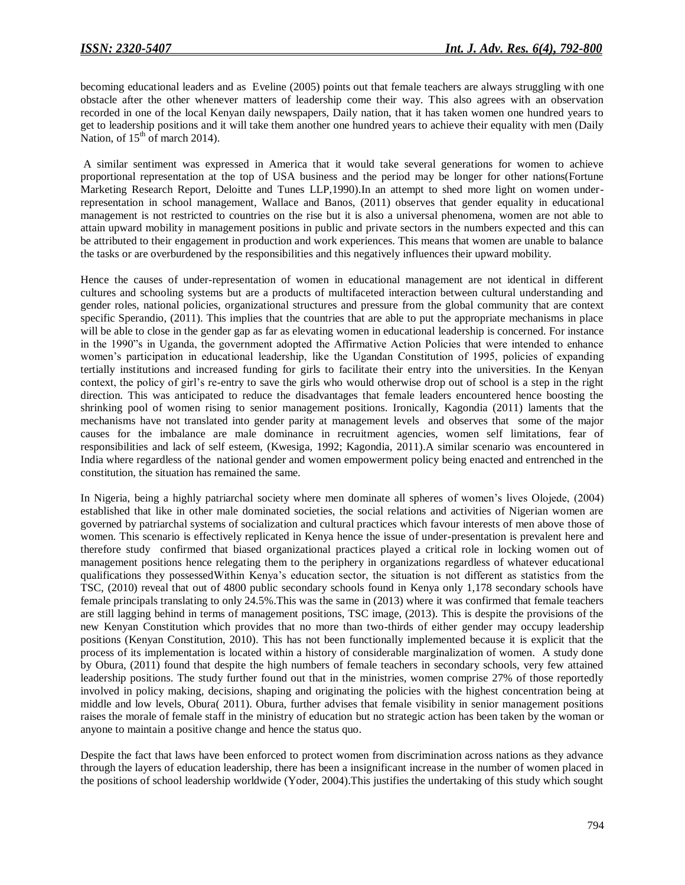becoming educational leaders and as Eveline (2005) points out that female teachers are always struggling with one obstacle after the other whenever matters of leadership come their way. This also agrees with an observation recorded in one of the local Kenyan daily newspapers, Daily nation, that it has taken women one hundred years to get to leadership positions and it will take them another one hundred years to achieve their equality with men (Daily Nation, of 15th of march 2014).

A similar sentiment was expressed in America that it would take several generations for women to achieve proportional representation at the top of USA business and the period may be longer for other nations(Fortune Marketing Research Report, Deloitte and Tunes LLP,1990).In an attempt to shed more light on women under-representation in school management, Wallace and Banos, (2011) observes that gender equality in educational management is not restricted to countries on the rise but it is also a universal phenomena, women are not able to attain upward mobility in management positions in public and private sectors in the numbers expected and this can be attributed to their engagement in production and work experiences. This means that women are unable to balance the tasks or are overburdened by the responsibilities and this negatively influences their upward mobility.

Hence the causes of under-representation of women in educational management are not identical in different cultures and schooling systems but are a products of multifaceted interaction between cultural understanding and gender roles, national policies, organizational structures and pressure from the global community that are context specific Sperandio, (2011). This implies that the countries that are able to put the appropriate mechanisms in place will be able to close in the gender gap as far as elevating women in educational leadership is concerned. For instance in the 1990"s in Uganda, the government adopted the Affirmative Action Policies that were intended to enhance women's participation in educational leadership, like the Ugandan Constitution of 1995, policies of expanding tertially institutions and increased funding for girls to facilitate their entry into the universities. In the Kenyan context, the policy of girl's re-entry to save the girls who would otherwise drop out of school is a step in the right direction. This was anticipated to reduce the disadvantages that female leaders encountered hence boosting the shrinking pool of women rising to senior management positions. Ironically, Kagondia (2011) laments that the mechanisms have not translated into gender parity at management levels and observes that some of the major causes for the imbalance are male dominance in recruitment agencies, women self limitations, fear of responsibilities and lack of self esteem, (Kwesiga, 1992; Kagondia, 2011).A similar scenario was encountered in India where regardless of the national gender and women empowerment policy being enacted and entrenched in the constitution, the situation has remained the same.

In Nigeria, being a highly patriarchal society where men dominate all spheres of women's lives Olojede, (2004) established that like in other male dominated societies, the social relations and activities of Nigerian women are governed by patriarchal systems of socialization and cultural practices which favour interests of men above those of women. This scenario is effectively replicated in Kenya hence the issue of under-presentation is prevalent here and therefore study confirmed that biased organizational practices played a critical role in locking women out of management positions hence relegating them to the periphery in organizations regardless of whatever educational qualifications they possessedWithin Kenya's education sector, the situation is not different as statistics from the TSC, (2010) reveal that out of 4800 public secondary schools found in Kenya only 1,178 secondary schools have female principals translating to only 24.5%.This was the same in (2013) where it was confirmed that female teachers are still lagging behind in terms of management positions, TSC image, (2013). This is despite the provisions of the new Kenyan Constitution which provides that no more than two-thirds of either gender may occupy leadership positions (Kenyan Constitution, 2010). This has not been functionally implemented because it is explicit that the process of its implementation is located within a history of considerable marginalization of women. A study done by Obura, (2011) found that despite the high numbers of female teachers in secondary schools, very few attained leadership positions. The study further found out that in the ministries, women comprise 27% of those reportedly involved in policy making, decisions, shaping and originating the policies with the highest concentration being at middle and low levels, Obura( 2011). Obura, further advises that female visibility in senior management positions raises the morale of female staff in the ministry of education but no strategic action has been taken by the woman or anyone to maintain a positive change and hence the status quo.

Despite the fact that laws have been enforced to protect women from discrimination across nations as they advance through the layers of education leadership, there has been a insignificant increase in the number of women placed in the positions of school leadership worldwide (Yoder, 2004).This justifies the undertaking of this study which sought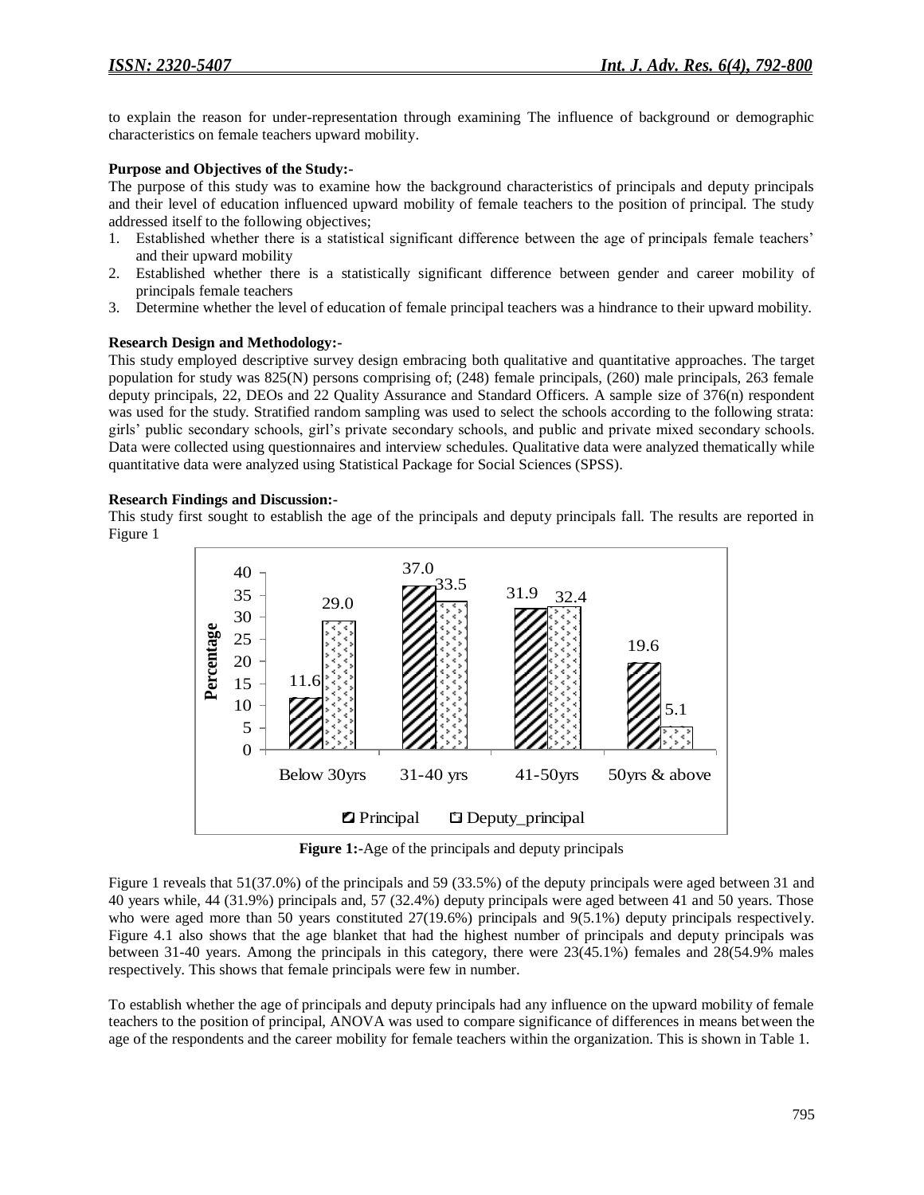to explain the reason for under-representation through examining The influence of background or demographic characteristics on female teachers upward mobility.

**Purpose and Objectives of the Study:-**

The purpose of this study was to examine how the background characteristics of principals and deputy principals and their level of education influenced upward mobility of female teachers to the position of principal. The study addressed itself to the following objectives;

1. Established whether there is a statistical significant difference between the age of principals female teachers' and their upward mobility
2. Established whether there is a statistically significant difference between gender and career mobility of principals female teachers
3. Determine whether the level of education of female principal teachers was a hindrance to their upward mobility.

**Research Design and Methodology:-**

This study employed descriptive survey design embracing both qualitative and quantitative approaches. The target population for study was 825(N) persons comprising of; (248) female principals, (260) male principals, 263 female deputy principals, 22, DEOs and 22 Quality Assurance and Standard Officers. A sample size of 376(n) respondent was used for the study. Stratified random sampling was used to select the schools according to the following strata: girls' public secondary schools, girl's private secondary schools, and public and private mixed secondary schools. Data were collected using questionnaires and interview schedules. Qualitative data were analyzed thematically while quantitative data were analyzed using Statistical Package for Social Sciences (SPSS).

**Research Findings and Discussion:-**

This study first sought to establish the age of the principals and deputy principals fall. The results are reported in Figure 1

**Figure 1:-**Age of the principals and deputy principals

Figure 1 reveals that 51(37.0%) of the principals and 59 (33.5%) of the deputy principals were aged between 31 and 40 years while, 44 (31.9%) principals and, 57 (32.4%) deputy principals were aged between 41 and 50 years. Those who were aged more than 50 years constituted 27(19.6%) principals and 9(5.1%) deputy principals respectively. Figure 4.1 also shows that the age blanket that had the highest number of principals and deputy principals was between 31-40 years. Among the principals in this category, there were 23(45.1%) females and 28(54.9% males respectively. This shows that female principals were few in number.

To establish whether the age of principals and deputy principals had any influence on the upward mobility of female teachers to the position of principal, ANOVA was used to compare significance of differences in means between the age of the respondents and the career mobility for female teachers within the organization. This is shown in Table 1.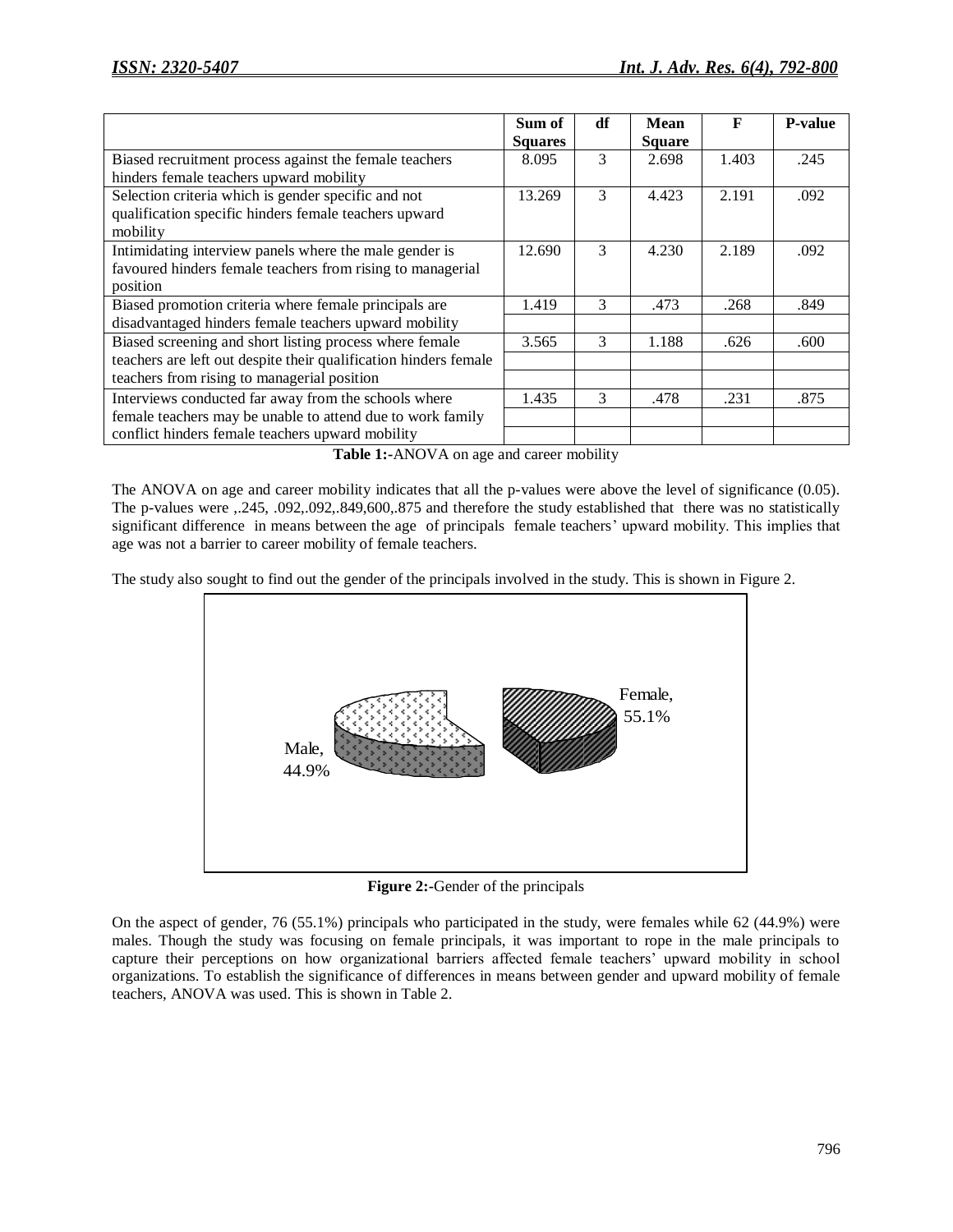| | Sum of Squares | df | Mean Square | F | P-value |
|---|---|---|---|---|---|
| Biased recruitment process against the female teachers hinders female teachers upward mobility | 8.095 | 3 | 2.698 | 1.403 | .245 |
| Selection criteria which is gender specific and not qualification specific hinders female teachers upward mobility | 13.269 | 3 | 4.423 | 2.191 | .092 |
| Intimidating interview panels where the male gender is favoured hinders female teachers from rising to managerial position | 12.690 | 3 | 4.230 | 2.189 | .092 |
| Biased promotion criteria where female principals are disadvantaged hinders female teachers upward mobility | 1.419 | 3 | .473 | .268 | .849 |
| Biased screening and short listing process where female teachers are left out despite their qualification hinders female teachers from rising to managerial position | 3.565 | 3 | 1.188 | .626 | .600 |
| Interviews conducted far away from the schools where female teachers may be unable to attend due to work family conflict hinders female teachers upward mobility | 1.435 | 3 | .478 | .231 | .875 |

**Table 1:-**ANOVA on age and career mobility

The ANOVA on age and career mobility indicates that all the p-values were above the level of significance (0.05). The p-values were ,.245, .092,.092,.849,600,.875 and therefore the study established that there was no statistically significant difference in means between the age of principals female teachers' upward mobility. This implies that age was not a barrier to career mobility of female teachers.

The study also sought to find out the gender of the principals involved in the study. This is shown in Figure 2.

Female, 55.1%

Male, 44.9%

**Figure 2:-**Gender of the principals

On the aspect of gender, 76 (55.1%) principals who participated in the study, were females while 62 (44.9%) were males. Though the study was focusing on female principals, it was important to rope in the male principals to capture their perceptions on how organizational barriers affected female teachers' upward mobility in school organizations. To establish the significance of differences in means between gender and upward mobility of female teachers, ANOVA was used. This is shown in Table 2.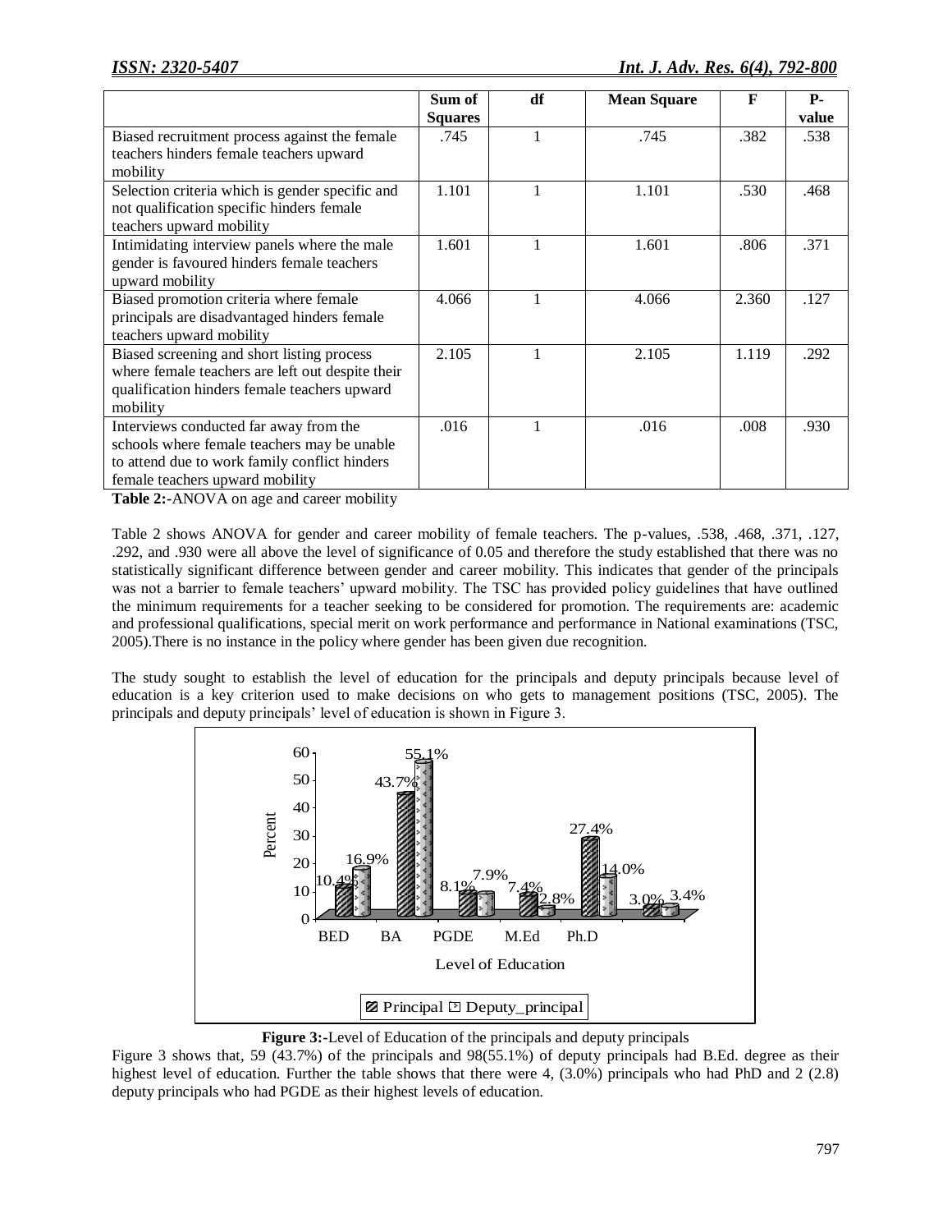| | Sum of Squares | df | Mean Square | F | P-value |
|---|---|---|---|---|---|
| Biased recruitment process against the female teachers hinders female teachers upward mobility | .745 | 1 | .745 | .382 | .538 |
| Selection criteria which is gender specific and not qualification specific hinders female teachers upward mobility | 1.101 | 1 | 1.101 | .530 | .468 |
| Intimidating interview panels where the male gender is favoured hinders female teachers upward mobility | 1.601 | 1 | 1.601 | .806 | .371 |
| Biased promotion criteria where female principals are disadvantaged hinders female teachers upward mobility | 4.066 | 1 | 4.066 | 2.360 | .127 |
| Biased screening and short listing process where female teachers are left out despite their qualification hinders female teachers upward mobility | 2.105 | 1 | 2.105 | 1.119 | .292 |
| Interviews conducted far away from the schools where female teachers may be unable to attend due to work family conflict hinders female teachers upward mobility | .016 | 1 | .016 | .008 | .930 |

**Table 2:-**ANOVA on age and career mobility

Table 2 shows ANOVA for gender and career mobility of female teachers. The p-values, .538, .468, .371, .127, .292, and .930 were all above the level of significance of 0.05 and therefore the study established that there was no statistically significant difference between gender and career mobility. This indicates that gender of the principals was not a barrier to female teachers' upward mobility. The TSC has provided policy guidelines that have outlined the minimum requirements for a teacher seeking to be considered for promotion. The requirements are: academic and professional qualifications, special merit on work performance and performance in National examinations (TSC, 2005).There is no instance in the policy where gender has been given due recognition.

The study sought to establish the level of education for the principals and deputy principals because level of education is a key criterion used to make decisions on who gets to management positions (TSC, 2005). The principals and deputy principals' level of education is shown in Figure 3.

**Figure 3:-**Level of Education of the principals and deputy principals

Figure 3 shows that, 59 (43.7%) of the principals and 98(55.1%) of deputy principals had B.Ed. degree as their highest level of education. Further the table shows that there were 4, (3.0%) principals who had PhD and 2 (2.8) deputy principals who had PGDE as their highest levels of education.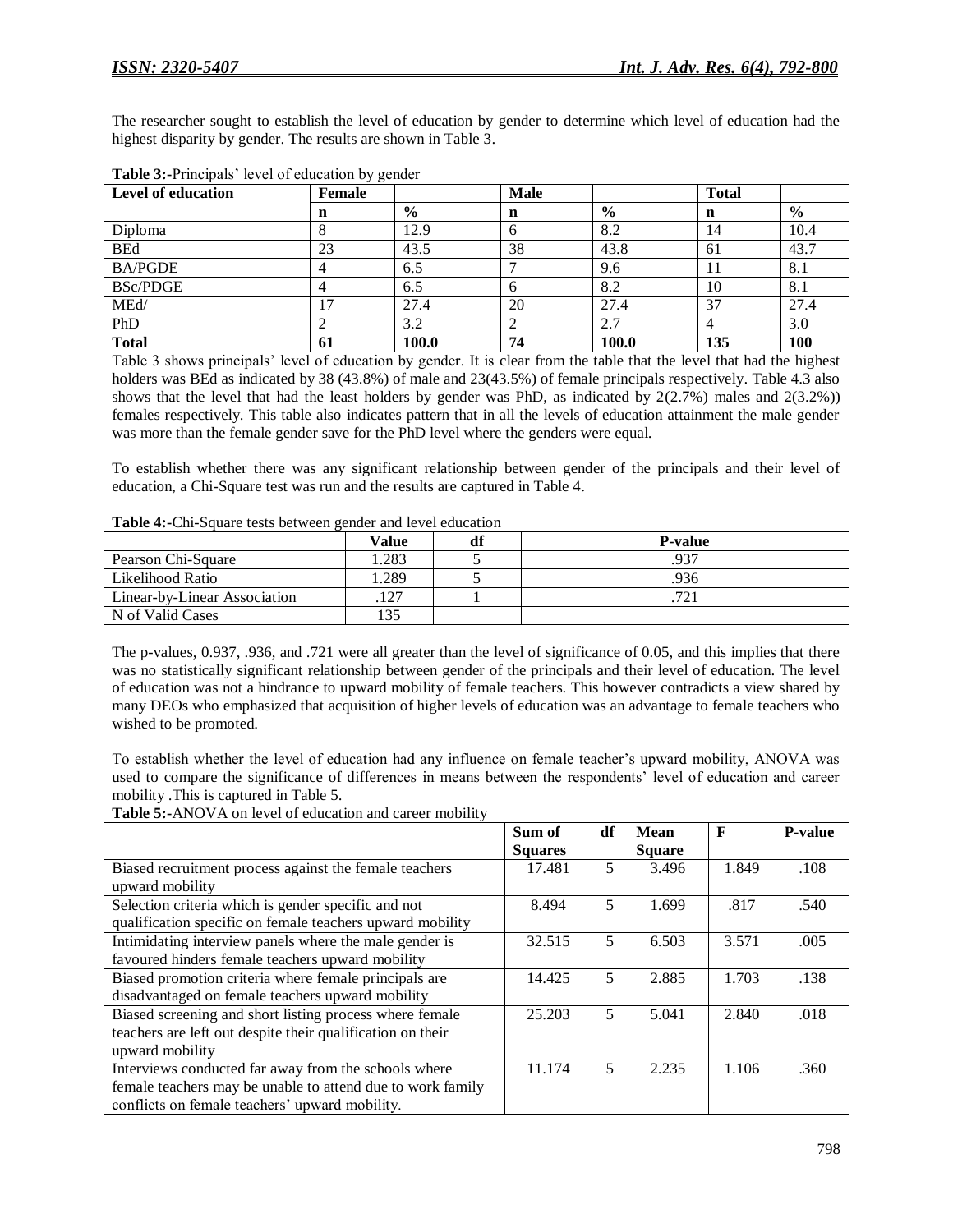The researcher sought to establish the level of education by gender to determine which level of education had the highest disparity by gender. The results are shown in Table 3.

**Table 3:**-Principals' level of education by gender

| Level of education | Female | | Male | | Total | |
|---|---|---|---|---|---|---|
| | n | % | n | % | n | % |
| Diploma | 8 | 12.9 | 6 | 8.2 | 14 | 10.4 |
| BEd | 23 | 43.5 | 38 | 43.8 | 61 | 43.7 |
| BA/PGDE | 4 | 6.5 | 7 | 9.6 | 11 | 8.1 |
| BSc/PDGE | 4 | 6.5 | 6 | 8.2 | 10 | 8.1 |
| MEd/ | 17 | 27.4 | 20 | 27.4 | 37 | 27.4 |
| PhD | 2 | 3.2 | 2 | 2.7 | 4 | 3.0 |
| **Total** | **61** | **100.0** | **74** | **100.0** | **135** | **100** |

Table 3 shows principals' level of education by gender. It is clear from the table that the level that had the highest holders was BEd as indicated by 38 (43.8%) of male and 23(43.5%) of female principals respectively. Table 4.3 also shows that the level that had the least holders by gender was PhD, as indicated by 2(2.7%) males and 2(3.2%)) females respectively. This table also indicates pattern that in all the levels of education attainment the male gender was more than the female gender save for the PhD level where the genders were equal.

To establish whether there was any significant relationship between gender of the principals and their level of education, a Chi-Square test was run and the results are captured in Table 4.

**Table 4:**-Chi-Square tests between gender and level education

| | Value | df | P-value |
|---|---|---|---|
| Pearson Chi-Square | 1.283 | 5 | .937 |
| Likelihood Ratio | 1.289 | 5 | .936 |
| Linear-by-Linear Association | .127 | 1 | .721 |
| N of Valid Cases | 135 | | |

The p-values, 0.937, .936, and .721 were all greater than the level of significance of 0.05, and this implies that there was no statistically significant relationship between gender of the principals and their level of education. The level of education was not a hindrance to upward mobility of female teachers. This however contradicts a view shared by many DEOs who emphasized that acquisition of higher levels of education was an advantage to female teachers who wished to be promoted.

To establish whether the level of education had any influence on female teacher's upward mobility, ANOVA was used to compare the significance of differences in means between the respondents' level of education and career mobility .This is captured in Table 5.

**Table 5:**-ANOVA on level of education and career mobility

| | Sum of Squares | df | Mean Square | F | P-value |
|---|---|---|---|---|---|
| Biased recruitment process against the female teachers upward mobility | 17.481 | 5 | 3.496 | 1.849 | .108 |
| Selection criteria which is gender specific and not qualification specific on female teachers upward mobility | 8.494 | 5 | 1.699 | .817 | .540 |
| Intimidating interview panels where the male gender is favoured hinders female teachers upward mobility | 32.515 | 5 | 6.503 | 3.571 | .005 |
| Biased promotion criteria where female principals are disadvantaged on female teachers upward mobility | 14.425 | 5 | 2.885 | 1.703 | .138 |
| Biased screening and short listing process where female teachers are left out despite their qualification on their upward mobility | 25.203 | 5 | 5.041 | 2.840 | .018 |
| Interviews conducted far away from the schools where female teachers may be unable to attend due to work family conflicts on female teachers' upward mobility. | 11.174 | 5 | 2.235 | 1.106 | .360 |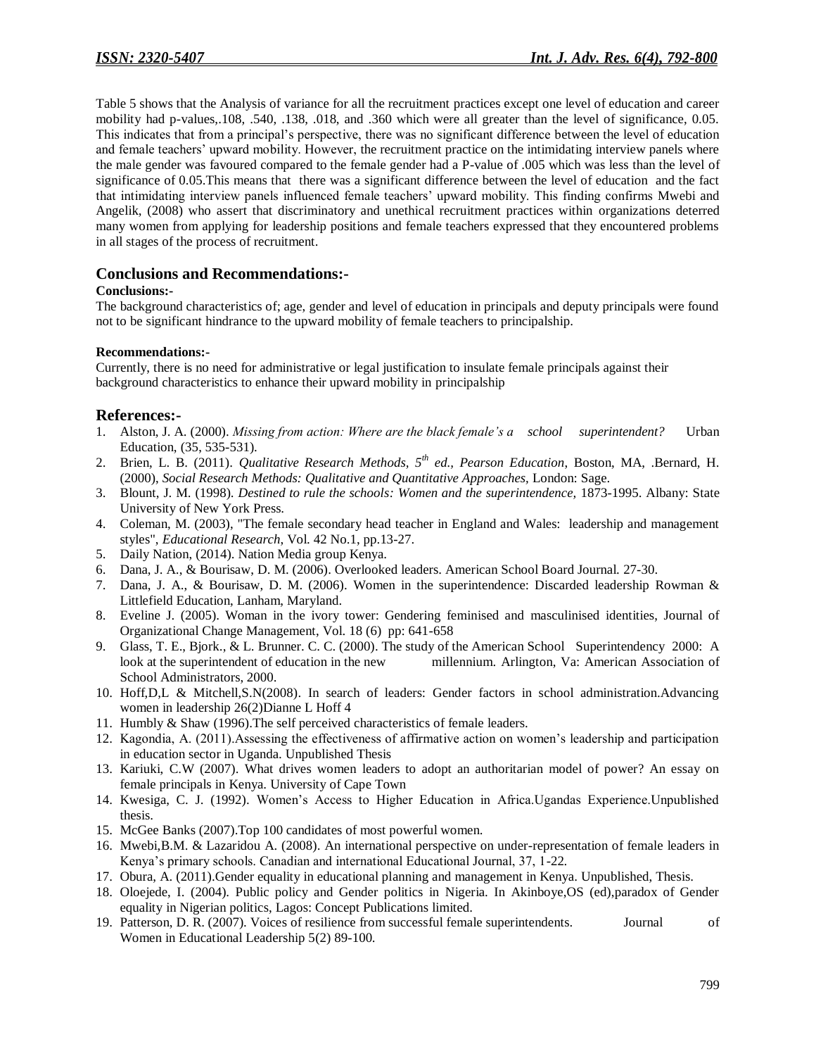Table 5 shows that the Analysis of variance for all the recruitment practices except one level of education and career mobility had p-values,.108, .540, .138, .018, and .360 which were all greater than the level of significance, 0.05. This indicates that from a principal's perspective, there was no significant difference between the level of education and female teachers' upward mobility. However, the recruitment practice on the intimidating interview panels where the male gender was favoured compared to the female gender had a P-value of .005 which was less than the level of significance of 0.05.This means that there was a significant difference between the level of education and the fact that intimidating interview panels influenced female teachers' upward mobility. This finding confirms Mwebi and Angelik, (2008) who assert that discriminatory and unethical recruitment practices within organizations deterred many women from applying for leadership positions and female teachers expressed that they encountered problems in all stages of the process of recruitment.

## Conclusions and Recommendations:-

**Conclusions:-**

The background characteristics of; age, gender and level of education in principals and deputy principals were found not to be significant hindrance to the upward mobility of female teachers to principalship.

**Recommendations:-**

Currently, there is no need for administrative or legal justification to insulate female principals against their background characteristics to enhance their upward mobility in principalship

## References:-

1. Alston, J. A. (2000). *Missing from action: Where are the black female's a school superintendent?* Urban Education, (35, 535-531).
2. Brien, L. B. (2011). *Qualitative Research Methods, 5th ed., Pearson Education,* Boston, MA, .Bernard, H. (2000), *Social Research Methods: Qualitative and Quantitative Approaches,* London: Sage.
3. Blount, J. M. (1998). *Destined to rule the schools: Women and the superintendence,* 1873-1995. Albany: State University of New York Press.
4. Coleman, M. (2003), "The female secondary head teacher in England and Wales: leadership and management styles", *Educational Research*, Vol. 42 No.1, pp.13-27.
5. Daily Nation, (2014). Nation Media group Kenya.
6. Dana, J. A., & Bourisaw, D. M. (2006). Overlooked leaders. American School Board Journal. 27-30.
7. Dana, J. A., & Bourisaw, D. M. (2006). Women in the superintendence: Discarded leadership Rowman & Littlefield Education, Lanham, Maryland.
8. Eveline J. (2005). Woman in the ivory tower: Gendering feminised and masculinised identities, Journal of Organizational Change Management, Vol. 18 (6) pp: 641-658
9. Glass, T. E., Bjork., & L. Brunner. C. C. (2000). The study of the American School Superintendency 2000: A look at the superintendent of education in the new millennium. Arlington, Va: American Association of School Administrators, 2000.
10. Hoff,D,L & Mitchell,S.N(2008). In search of leaders: Gender factors in school administration.Advancing women in leadership 26(2)Dianne L Hoff 4
11. Humbly & Shaw (1996).The self perceived characteristics of female leaders.
12. Kagondia, A. (2011).Assessing the effectiveness of affirmative action on women's leadership and participation in education sector in Uganda. Unpublished Thesis
13. Kariuki, C.W (2007). What drives women leaders to adopt an authoritarian model of power? An essay on female principals in Kenya. University of Cape Town
14. Kwesiga, C. J. (1992). Women's Access to Higher Education in Africa.Ugandas Experience.Unpublished thesis.
15. McGee Banks (2007).Top 100 candidates of most powerful women.
16. Mwebi,B.M. & Lazaridou A. (2008). An international perspective on under-representation of female leaders in Kenya's primary schools. Canadian and international Educational Journal, 37, 1-22.
17. Obura, A. (2011).Gender equality in educational planning and management in Kenya. Unpublished, Thesis.
18. Oloejede, I. (2004). Public policy and Gender politics in Nigeria. In Akinboye,OS (ed),paradox of Gender equality in Nigerian politics, Lagos: Concept Publications limited.
19. Patterson, D. R. (2007). Voices of resilience from successful female superintendents. Journal of Women in Educational Leadership 5(2) 89-100.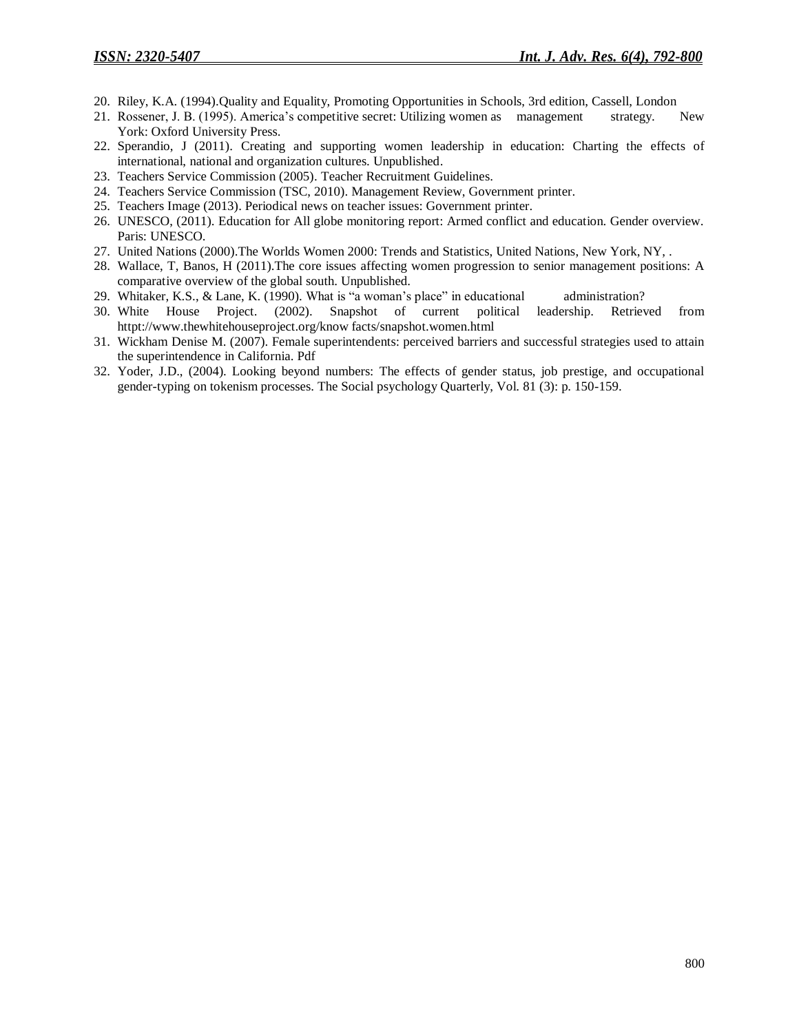20. Riley, K.A. (1994).Quality and Equality, Promoting Opportunities in Schools, 3rd edition, Cassell, London
21. Rossener, J. B. (1995). America's competitive secret: Utilizing women as management strategy. New York: Oxford University Press.
22. Sperandio, J (2011). Creating and supporting women leadership in education: Charting the effects of international, national and organization cultures. Unpublished.
23. Teachers Service Commission (2005). Teacher Recruitment Guidelines.
24. Teachers Service Commission (TSC, 2010). Management Review, Government printer.
25. Teachers Image (2013). Periodical news on teacher issues: Government printer.
26. UNESCO, (2011). Education for All globe monitoring report: Armed conflict and education. Gender overview. Paris: UNESCO.
27. United Nations (2000).The Worlds Women 2000: Trends and Statistics, United Nations, New York, NY, .
28. Wallace, T, Banos, H (2011).The core issues affecting women progression to senior management positions: A comparative overview of the global south. Unpublished.
29. Whitaker, K.S., & Lane, K. (1990). What is "a woman's place" in educational administration?
30. White House Project. (2002). Snapshot of current political leadership. Retrieved from httpt://www.thewhitehouseproject.org/know facts/snapshot.women.html
31. Wickham Denise M. (2007). Female superintendents: perceived barriers and successful strategies used to attain the superintendence in California. Pdf
32. Yoder, J.D., (2004). Looking beyond numbers: The effects of gender status, job prestige, and occupational gender-typing on tokenism processes. The Social psychology Quarterly, Vol. 81 (3): p. 150-159.